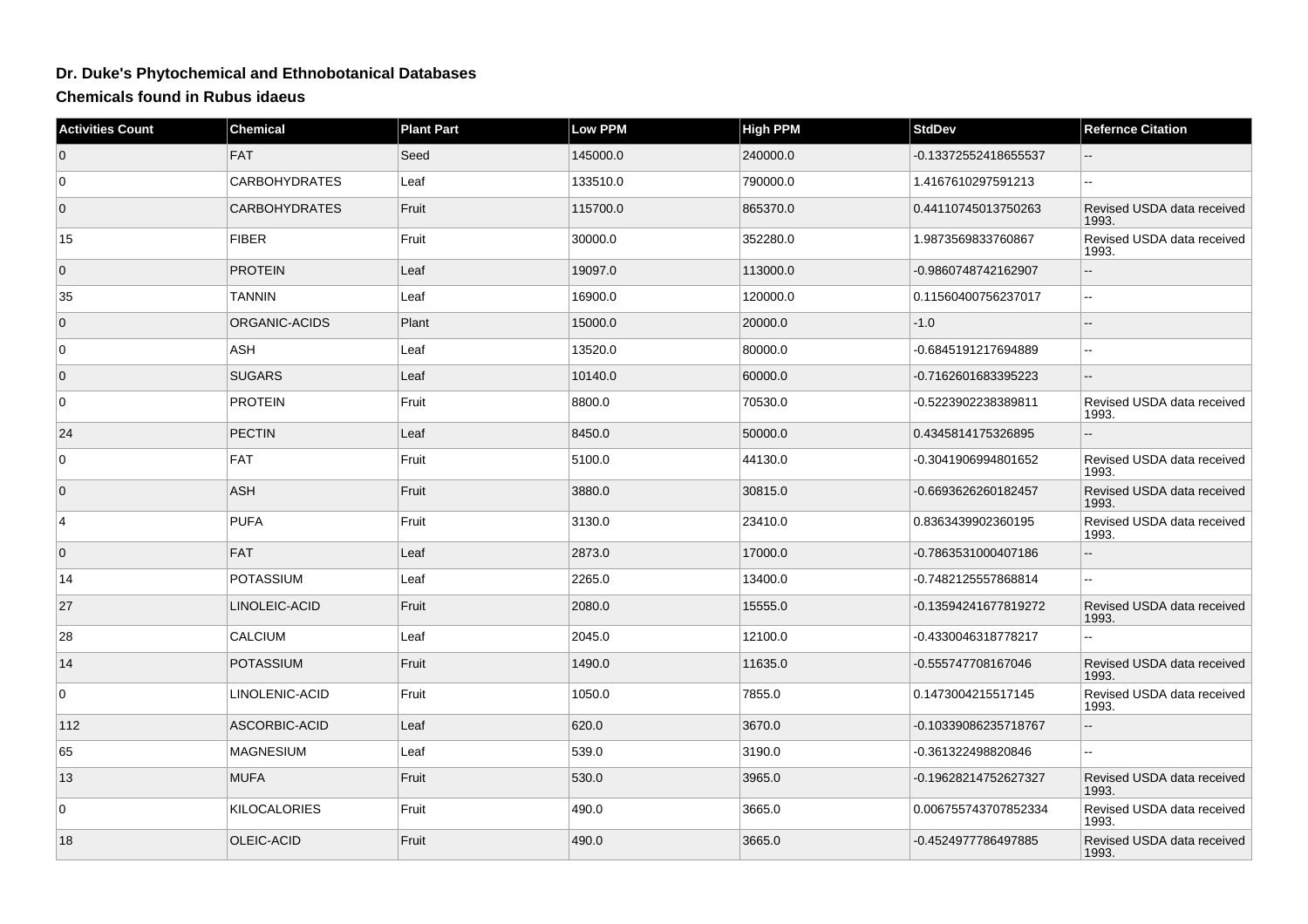# Dr. Duke's Phytochemical and Ethnobotanical Databases

## Chemicals found in Rubus idaeus

| Activities Count | Chemical | Plant Part | Low PPM | High PPM | StdDev | Refernce Citation |
|---|---|---|---|---|---|---|
| 0 | FAT | Seed | 145000.0 | 240000.0 | -0.13372552418655537 | -- |
| 0 | CARBOHYDRATES | Leaf | 133510.0 | 790000.0 | 1.4167610297591213 | -- |
| 0 | CARBOHYDRATES | Fruit | 115700.0 | 865370.0 | 0.44110745013750263 | Revised USDA data received 1993. |
| 15 | FIBER | Fruit | 30000.0 | 352280.0 | 1.9873569833760867 | Revised USDA data received 1993. |
| 0 | PROTEIN | Leaf | 19097.0 | 113000.0 | -0.9860748742162907 | -- |
| 35 | TANNIN | Leaf | 16900.0 | 120000.0 | 0.11560400756237017 | -- |
| 0 | ORGANIC-ACIDS | Plant | 15000.0 | 20000.0 | -1.0 | -- |
| 0 | ASH | Leaf | 13520.0 | 80000.0 | -0.6845191217694889 | -- |
| 0 | SUGARS | Leaf | 10140.0 | 60000.0 | -0.7162601683395223 | -- |
| 0 | PROTEIN | Fruit | 8800.0 | 70530.0 | -0.5223902238389811 | Revised USDA data received 1993. |
| 24 | PECTIN | Leaf | 8450.0 | 50000.0 | 0.4345814175326895 | -- |
| 0 | FAT | Fruit | 5100.0 | 44130.0 | -0.3041906994801652 | Revised USDA data received 1993. |
| 0 | ASH | Fruit | 3880.0 | 30815.0 | -0.6693626260182457 | Revised USDA data received 1993. |
| 4 | PUFA | Fruit | 3130.0 | 23410.0 | 0.8363439902360195 | Revised USDA data received 1993. |
| 0 | FAT | Leaf | 2873.0 | 17000.0 | -0.7863531000407186 | -- |
| 14 | POTASSIUM | Leaf | 2265.0 | 13400.0 | -0.7482125557868814 | -- |
| 27 | LINOLEIC-ACID | Fruit | 2080.0 | 15555.0 | -0.13594241677819272 | Revised USDA data received 1993. |
| 28 | CALCIUM | Leaf | 2045.0 | 12100.0 | -0.4330046318778217 | -- |
| 14 | POTASSIUM | Fruit | 1490.0 | 11635.0 | -0.555747708167046 | Revised USDA data received 1993. |
| 0 | LINOLENIC-ACID | Fruit | 1050.0 | 7855.0 | 0.1473004215517145 | Revised USDA data received 1993. |
| 112 | ASCORBIC-ACID | Leaf | 620.0 | 3670.0 | -0.10339086235718767 | -- |
| 65 | MAGNESIUM | Leaf | 539.0 | 3190.0 | -0.361322498820846 | -- |
| 13 | MUFA | Fruit | 530.0 | 3965.0 | -0.19628214752627327 | Revised USDA data received 1993. |
| 0 | KILOCALORIES | Fruit | 490.0 | 3665.0 | 0.006755743707852334 | Revised USDA data received 1993. |
| 18 | OLEIC-ACID | Fruit | 490.0 | 3665.0 | -0.4524977786497885 | Revised USDA data received 1993. |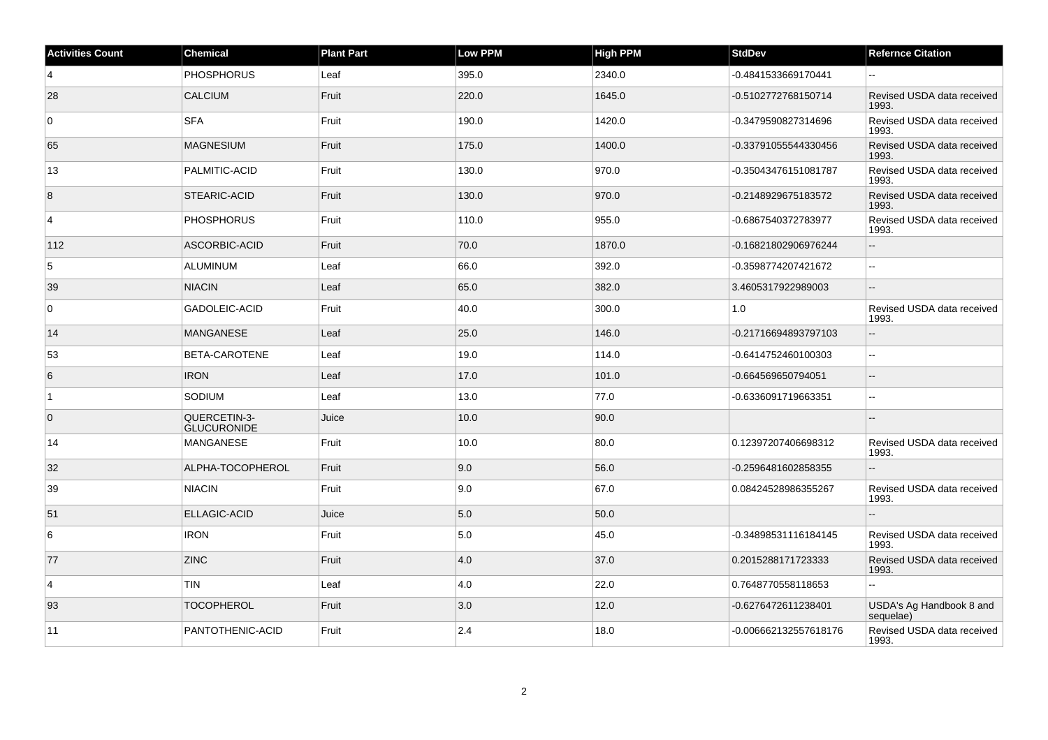| Activities Count | Chemical | Plant Part | Low PPM | High PPM | StdDev | Refernce Citation |
| --- | --- | --- | --- | --- | --- | --- |
| 4 | PHOSPHORUS | Leaf | 395.0 | 2340.0 | -0.4841533669170441 | -- |
| 28 | CALCIUM | Fruit | 220.0 | 1645.0 | -0.5102772768150714 | Revised USDA data received 1993. |
| 0 | SFA | Fruit | 190.0 | 1420.0 | -0.3479590827314696 | Revised USDA data received 1993. |
| 65 | MAGNESIUM | Fruit | 175.0 | 1400.0 | -0.33791055544330456 | Revised USDA data received 1993. |
| 13 | PALMITIC-ACID | Fruit | 130.0 | 970.0 | -0.35043476151081787 | Revised USDA data received 1993. |
| 8 | STEARIC-ACID | Fruit | 130.0 | 970.0 | -0.2148929675183572 | Revised USDA data received 1993. |
| 4 | PHOSPHORUS | Fruit | 110.0 | 955.0 | -0.6867540372783977 | Revised USDA data received 1993. |
| 112 | ASCORBIC-ACID | Fruit | 70.0 | 1870.0 | -0.16821802906976244 | -- |
| 5 | ALUMINUM | Leaf | 66.0 | 392.0 | -0.3598774207421672 | -- |
| 39 | NIACIN | Leaf | 65.0 | 382.0 | 3.4605317922989003 | -- |
| 0 | GADOLEIC-ACID | Fruit | 40.0 | 300.0 | 1.0 | Revised USDA data received 1993. |
| 14 | MANGANESE | Leaf | 25.0 | 146.0 | -0.21716694893797103 | -- |
| 53 | BETA-CAROTENE | Leaf | 19.0 | 114.0 | -0.6414752460100303 | -- |
| 6 | IRON | Leaf | 17.0 | 101.0 | -0.664569650794051 | -- |
| 1 | SODIUM | Leaf | 13.0 | 77.0 | -0.6336091719663351 | -- |
| 0 | QUERCETIN-3-GLUCURONIDE | Juice | 10.0 | 90.0 | | -- |
| 14 | MANGANESE | Fruit | 10.0 | 80.0 | 0.12397207406698312 | Revised USDA data received 1993. |
| 32 | ALPHA-TOCOPHEROL | Fruit | 9.0 | 56.0 | -0.2596481602858355 | -- |
| 39 | NIACIN | Fruit | 9.0 | 67.0 | 0.08424528986355267 | Revised USDA data received 1993. |
| 51 | ELLAGIC-ACID | Juice | 5.0 | 50.0 | | -- |
| 6 | IRON | Fruit | 5.0 | 45.0 | -0.34898531116184145 | Revised USDA data received 1993. |
| 77 | ZINC | Fruit | 4.0 | 37.0 | 0.2015288171723333 | Revised USDA data received 1993. |
| 4 | TIN | Leaf | 4.0 | 22.0 | 0.7648770558118653 | -- |
| 93 | TOCOPHEROL | Fruit | 3.0 | 12.0 | -0.6276472611238401 | USDA's Ag Handbook 8 and sequelae) |
| 11 | PANTOTHENIC-ACID | Fruit | 2.4 | 18.0 | -0.006662132557618176 | Revised USDA data received 1993. |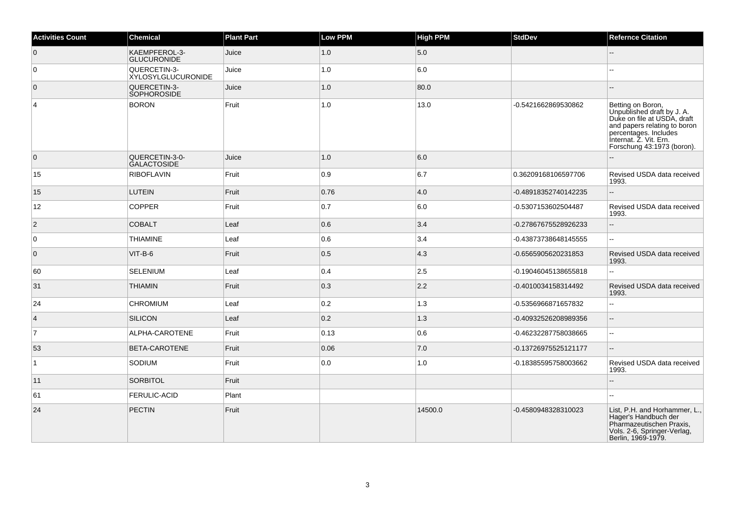| Activities Count | Chemical | Plant Part | Low PPM | High PPM | StdDev | Refernce Citation |
| --- | --- | --- | --- | --- | --- | --- |
| 0 | KAEMPFEROL-3-GLUCURONIDE | Juice | 1.0 | 5.0 | | -- |
| 0 | QUERCETIN-3-XYLOSYLGLUCURONIDE | Juice | 1.0 | 6.0 | | -- |
| 0 | QUERCETIN-3-SOPHOROSIDE | Juice | 1.0 | 80.0 | | -- |
| 4 | BORON | Fruit | 1.0 | 13.0 | -0.5421662869530862 | Betting on Boron, Unpublished draft by J. A. Duke on file at USDA, draft and papers relating to boron percentages. Includes Internat. Z. Vit. Ern. Forschung 43:1973 (boron). |
| 0 | QUERCETIN-3-0-GALACTOSIDE | Juice | 1.0 | 6.0 | | -- |
| 15 | RIBOFLAVIN | Fruit | 0.9 | 6.7 | 0.36209168106597706 | Revised USDA data received 1993. |
| 15 | LUTEIN | Fruit | 0.76 | 4.0 | -0.48918352740142235 | -- |
| 12 | COPPER | Fruit | 0.7 | 6.0 | -0.5307153602504487 | Revised USDA data received 1993. |
| 2 | COBALT | Leaf | 0.6 | 3.4 | -0.27867675528926233 | -- |
| 0 | THIAMINE | Leaf | 0.6 | 3.4 | -0.43873738648145555 | -- |
| 0 | VIT-B-6 | Fruit | 0.5 | 4.3 | -0.6565905620231853 | Revised USDA data received 1993. |
| 60 | SELENIUM | Leaf | 0.4 | 2.5 | -0.19046045138655818 | -- |
| 31 | THIAMIN | Fruit | 0.3 | 2.2 | -0.4010034158314492 | Revised USDA data received 1993. |
| 24 | CHROMIUM | Leaf | 0.2 | 1.3 | -0.5356966871657832 | -- |
| 4 | SILICON | Leaf | 0.2 | 1.3 | -0.40932526208989356 | -- |
| 7 | ALPHA-CAROTENE | Fruit | 0.13 | 0.6 | -0.46232287758038665 | -- |
| 53 | BETA-CAROTENE | Fruit | 0.06 | 7.0 | -0.13726975525121177 | -- |
| 1 | SODIUM | Fruit | 0.0 | 1.0 | -0.18385595758003662 | Revised USDA data received 1993. |
| 11 | SORBITOL | Fruit | | | | -- |
| 61 | FERULIC-ACID | Plant | | | | -- |
| 24 | PECTIN | Fruit | | 14500.0 | -0.4580948328310023 | List, P.H. and Horhammer, L., Hager's Handbuch der Pharmazeutischen Praxis, Vols. 2-6, Springer-Verlag, Berlin, 1969-1979. |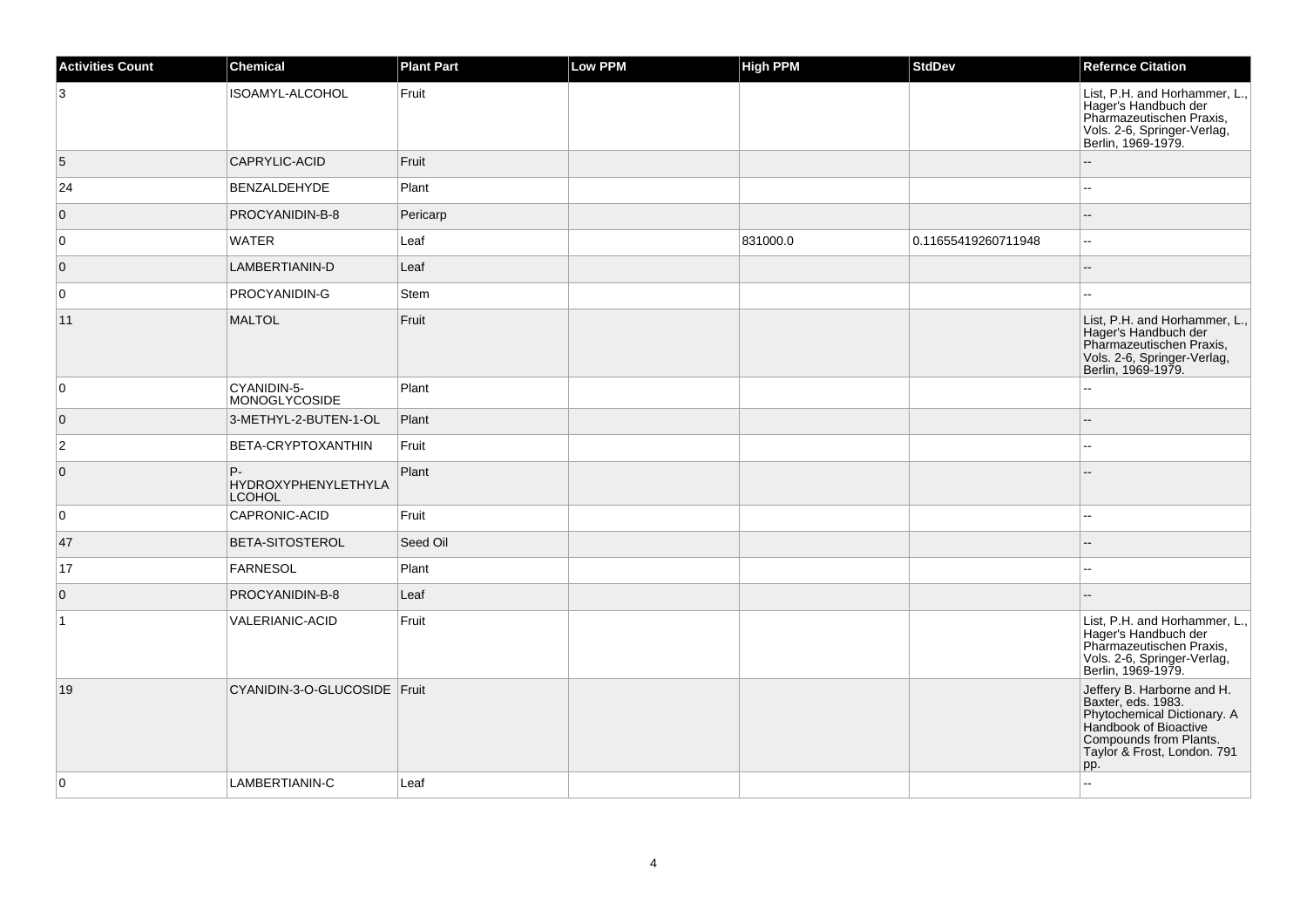| Activities Count | Chemical | Plant Part | Low PPM | High PPM | StdDev | Refernce Citation |
| --- | --- | --- | --- | --- | --- | --- |
| 3 | ISOAMYL-ALCOHOL | Fruit | | | | List, P.H. and Horhammer, L., Hager's Handbuch der Pharmazeutischen Praxis, Vols. 2-6, Springer-Verlag, Berlin, 1969-1979. |
| 5 | CAPRYLIC-ACID | Fruit | | | | -- |
| 24 | BENZALDEHYDE | Plant | | | | -- |
| 0 | PROCYANIDIN-B-8 | Pericarp | | | | -- |
| 0 | WATER | Leaf | | 831000.0 | 0.11655419260711948 | -- |
| 0 | LAMBERTIANIN-D | Leaf | | | | -- |
| 0 | PROCYANIDIN-G | Stem | | | | -- |
| 11 | MALTOL | Fruit | | | | List, P.H. and Horhammer, L., Hager's Handbuch der Pharmazeutischen Praxis, Vols. 2-6, Springer-Verlag, Berlin, 1969-1979. |
| 0 | CYANIDIN-5-MONOGLYCOSIDE | Plant | | | | -- |
| 0 | 3-METHYL-2-BUTEN-1-OL | Plant | | | | -- |
| 2 | BETA-CRYPTOXANTHIN | Fruit | | | | -- |
| 0 | P-HYDROXYPHENYLETHYLALCOHOL | Plant | | | | -- |
| 0 | CAPRONIC-ACID | Fruit | | | | -- |
| 47 | BETA-SITOSTEROL | Seed Oil | | | | -- |
| 17 | FARNESOL | Plant | | | | -- |
| 0 | PROCYANIDIN-B-8 | Leaf | | | | -- |
| 1 | VALERIANIC-ACID | Fruit | | | | List, P.H. and Horhammer, L., Hager's Handbuch der Pharmazeutischen Praxis, Vols. 2-6, Springer-Verlag, Berlin, 1969-1979. |
| 19 | CYANIDIN-3-O-GLUCOSIDE | Fruit | | | | Jeffery B. Harborne and H. Baxter, eds. 1983. Phytochemical Dictionary. A Handbook of Bioactive Compounds from Plants. Taylor & Frost, London. 791 pp. |
| 0 | LAMBERTIANIN-C | Leaf | | | | -- |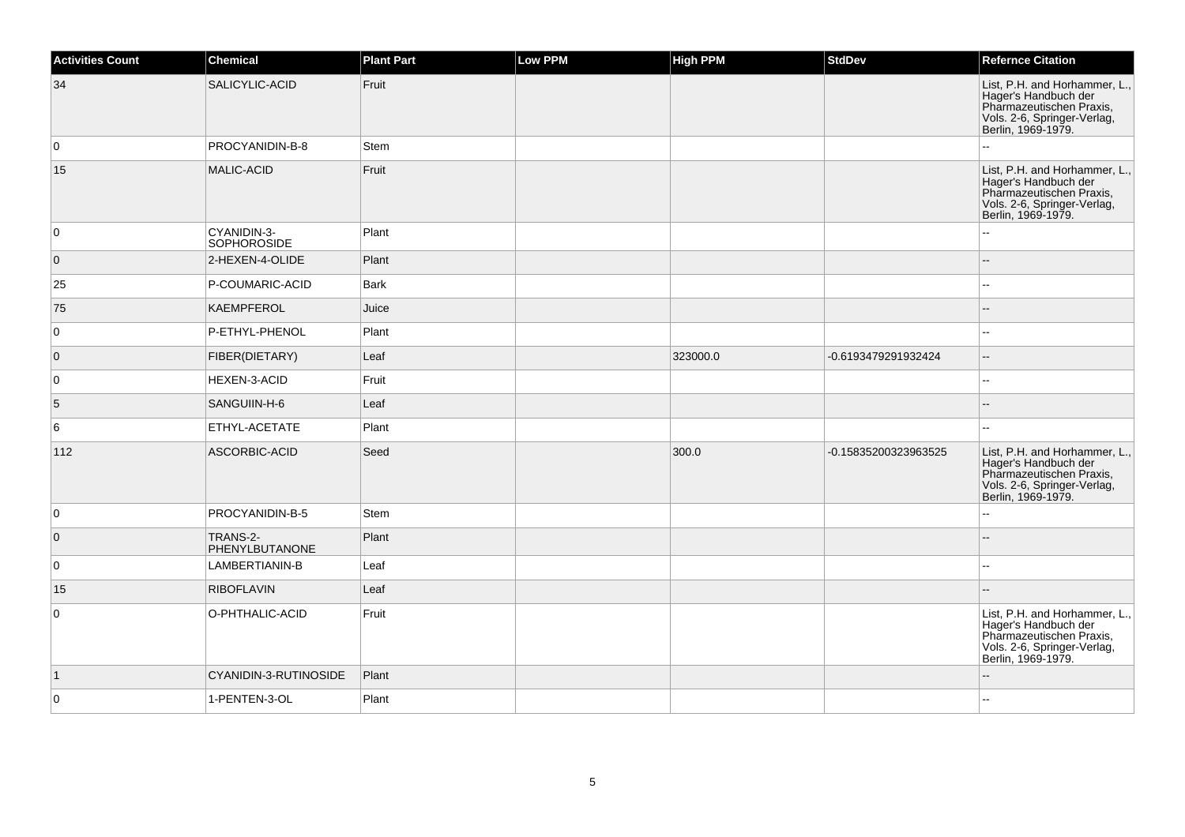| Activities Count | Chemical | Plant Part | Low PPM | High PPM | StdDev | Refernce Citation |
| --- | --- | --- | --- | --- | --- | --- |
| 34 | SALICYLIC-ACID | Fruit | | | | List, P.H. and Horhammer, L., Hager's Handbuch der Pharmazeutischen Praxis, Vols. 2-6, Springer-Verlag, Berlin, 1969-1979. |
| 0 | PROCYANIDIN-B-8 | Stem | | | | -- |
| 15 | MALIC-ACID | Fruit | | | | List, P.H. and Horhammer, L., Hager's Handbuch der Pharmazeutischen Praxis, Vols. 2-6, Springer-Verlag, Berlin, 1969-1979. |
| 0 | CYANIDIN-3-SOPHOROSIDE | Plant | | | | -- |
| 0 | 2-HEXEN-4-OLIDE | Plant | | | | -- |
| 25 | P-COUMARIC-ACID | Bark | | | | -- |
| 75 | KAEMPFEROL | Juice | | | | -- |
| 0 | P-ETHYL-PHENOL | Plant | | | | -- |
| 0 | FIBER(DIETARY) | Leaf | | 323000.0 | -0.6193479291932424 | -- |
| 0 | HEXEN-3-ACID | Fruit | | | | -- |
| 5 | SANGUIIN-H-6 | Leaf | | | | -- |
| 6 | ETHYL-ACETATE | Plant | | | | -- |
| 112 | ASCORBIC-ACID | Seed | | 300.0 | -0.15835200323963525 | List, P.H. and Horhammer, L., Hager's Handbuch der Pharmazeutischen Praxis, Vols. 2-6, Springer-Verlag, Berlin, 1969-1979. |
| 0 | PROCYANIDIN-B-5 | Stem | | | | -- |
| 0 | TRANS-2-PHENYLBUTANONE | Plant | | | | -- |
| 0 | LAMBERTIANIN-B | Leaf | | | | -- |
| 15 | RIBOFLAVIN | Leaf | | | | -- |
| 0 | O-PHTHALIC-ACID | Fruit | | | | List, P.H. and Horhammer, L., Hager's Handbuch der Pharmazeutischen Praxis, Vols. 2-6, Springer-Verlag, Berlin, 1969-1979. |
| 1 | CYANIDIN-3-RUTINOSIDE | Plant | | | | -- |
| 0 | 1-PENTEN-3-OL | Plant | | | | -- |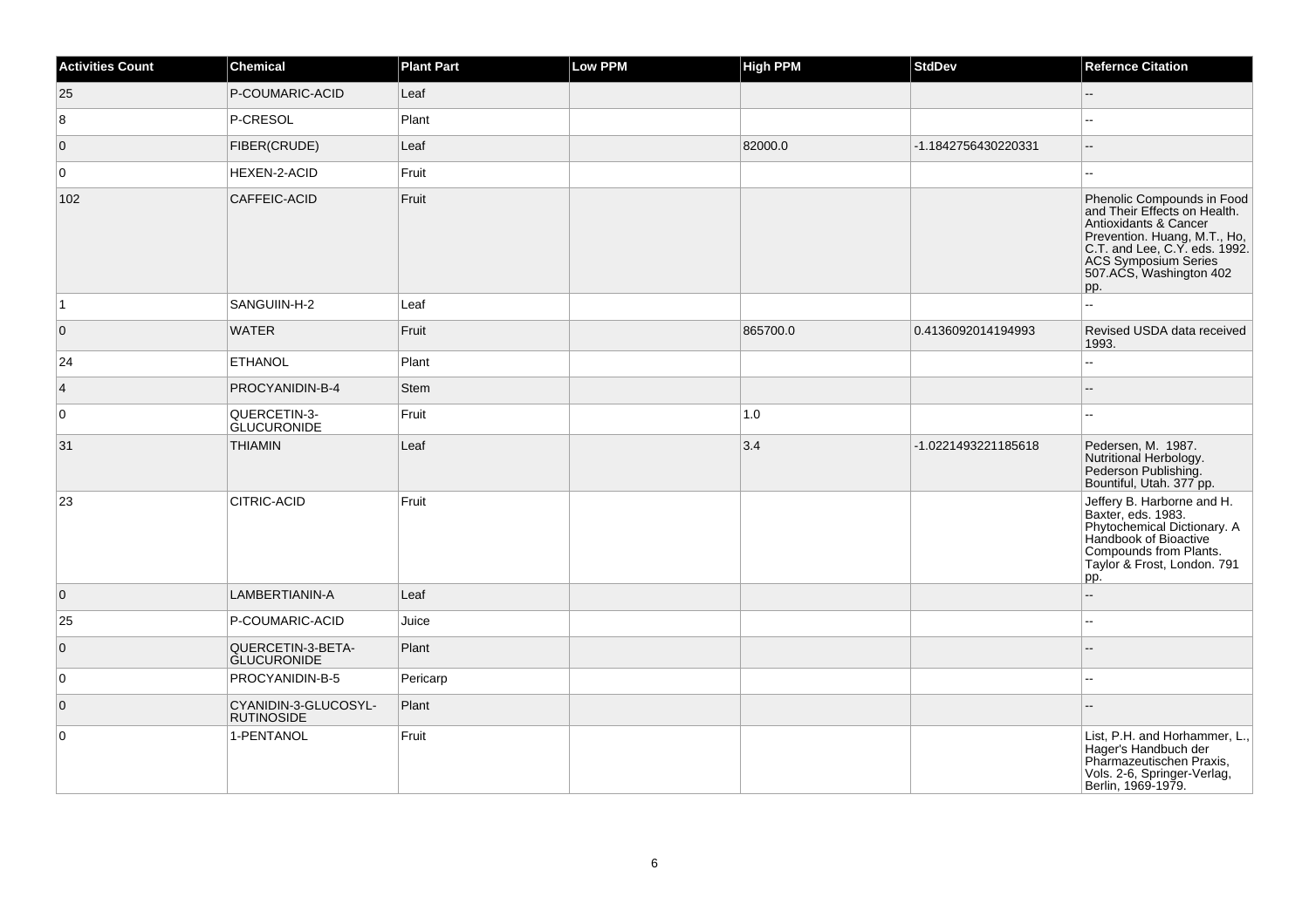| Activities Count | Chemical | Plant Part | Low PPM | High PPM | StdDev | Refernce Citation |
|---|---|---|---|---|---|---|
| 25 | P-COUMARIC-ACID | Leaf | | | | -- |
| 8 | P-CRESOL | Plant | | | | -- |
| 0 | FIBER(CRUDE) | Leaf | | 82000.0 | -1.1842756430220331 | -- |
| 0 | HEXEN-2-ACID | Fruit | | | | -- |
| 102 | CAFFEIC-ACID | Fruit | | | | Phenolic Compounds in Food and Their Effects on Health. Antioxidants & Cancer Prevention. Huang, M.T., Ho, C.T. and Lee, C.Y. eds. 1992. ACS Symposium Series 507.ACS, Washington 402 pp. |
| 1 | SANGUIIN-H-2 | Leaf | | | | -- |
| 0 | WATER | Fruit | | 865700.0 | 0.4136092014194993 | Revised USDA data received 1993. |
| 24 | ETHANOL | Plant | | | | -- |
| 4 | PROCYANIDIN-B-4 | Stem | | | | -- |
| 0 | QUERCETIN-3-GLUCURONIDE | Fruit | | 1.0 | | -- |
| 31 | THIAMIN | Leaf | | 3.4 | -1.0221493221185618 | Pedersen, M. 1987. Nutritional Herbology. Pederson Publishing. Bountiful, Utah. 377 pp. |
| 23 | CITRIC-ACID | Fruit | | | | Jeffery B. Harborne and H. Baxter, eds. 1983. Phytochemical Dictionary. A Handbook of Bioactive Compounds from Plants. Taylor & Frost, London. 791 pp. |
| 0 | LAMBERTIANIN-A | Leaf | | | | -- |
| 25 | P-COUMARIC-ACID | Juice | | | | -- |
| 0 | QUERCETIN-3-BETA-GLUCURONIDE | Plant | | | | -- |
| 0 | PROCYANIDIN-B-5 | Pericarp | | | | -- |
| 0 | CYANIDIN-3-GLUCOSYL-RUTINOSIDE | Plant | | | | -- |
| 0 | 1-PENTANOL | Fruit | | | | List, P.H. and Horhammer, L., Hager's Handbuch der Pharmazeutischen Praxis, Vols. 2-6, Springer-Verlag, Berlin, 1969-1979. |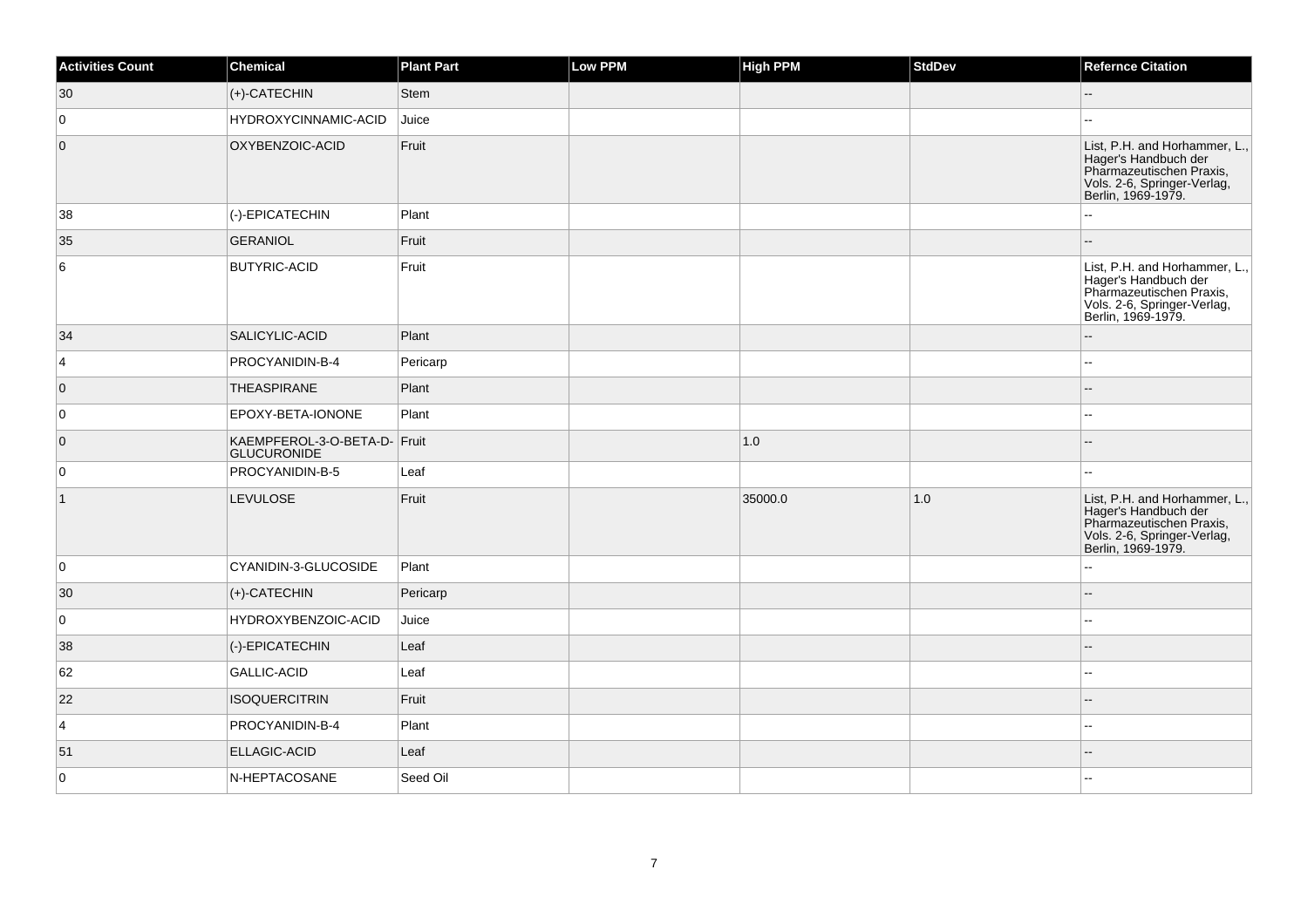| Activities Count | Chemical | Plant Part | Low PPM | High PPM | StdDev | Refernce Citation |
| --- | --- | --- | --- | --- | --- | --- |
| 30 | (+)-CATECHIN | Stem | | | | -- |
| 0 | HYDROXYCINNAMIC-ACID | Juice | | | | -- |
| 0 | OXYBENZOIC-ACID | Fruit | | | | List, P.H. and Horhammer, L., Hager's Handbuch der Pharmazeutischen Praxis, Vols. 2-6, Springer-Verlag, Berlin, 1969-1979. |
| 38 | (-)-EPICATECHIN | Plant | | | | -- |
| 35 | GERANIOL | Fruit | | | | -- |
| 6 | BUTYRIC-ACID | Fruit | | | | List, P.H. and Horhammer, L., Hager's Handbuch der Pharmazeutischen Praxis, Vols. 2-6, Springer-Verlag, Berlin, 1969-1979. |
| 34 | SALICYLIC-ACID | Plant | | | | -- |
| 4 | PROCYANIDIN-B-4 | Pericarp | | | | -- |
| 0 | THEASPIRANE | Plant | | | | -- |
| 0 | EPOXY-BETA-IONONE | Plant | | | | -- |
| 0 | KAEMPFEROL-3-O-BETA-D-GLUCURONIDE | Fruit | | 1.0 | | -- |
| 0 | PROCYANIDIN-B-5 | Leaf | | | | -- |
| 1 | LEVULOSE | Fruit | | 35000.0 | 1.0 | List, P.H. and Horhammer, L., Hager's Handbuch der Pharmazeutischen Praxis, Vols. 2-6, Springer-Verlag, Berlin, 1969-1979. |
| 0 | CYANIDIN-3-GLUCOSIDE | Plant | | | | -- |
| 30 | (+)-CATECHIN | Pericarp | | | | -- |
| 0 | HYDROXYBENZOIC-ACID | Juice | | | | -- |
| 38 | (-)-EPICATECHIN | Leaf | | | | -- |
| 62 | GALLIC-ACID | Leaf | | | | -- |
| 22 | ISOQUERCITRIN | Fruit | | | | -- |
| 4 | PROCYANIDIN-B-4 | Plant | | | | -- |
| 51 | ELLAGIC-ACID | Leaf | | | | -- |
| 0 | N-HEPTACOSANE | Seed Oil | | | | -- |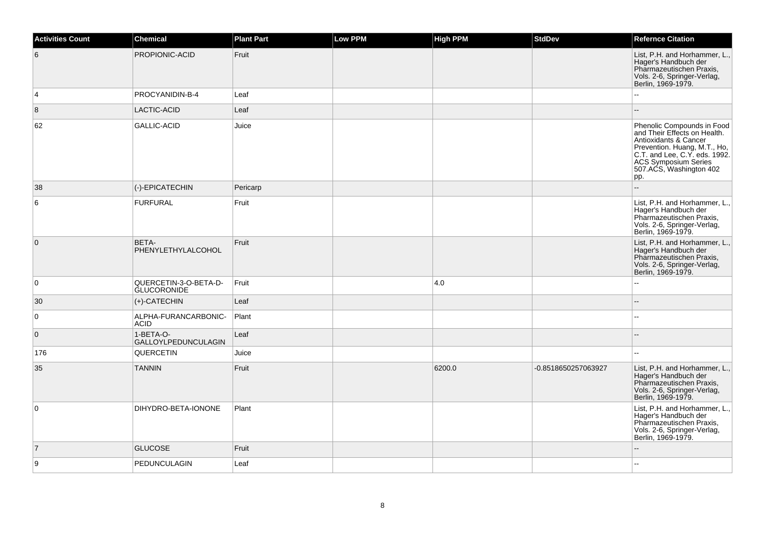| Activities Count | Chemical | Plant Part | Low PPM | High PPM | StdDev | Refernce Citation |
| --- | --- | --- | --- | --- | --- | --- |
| 6 | PROPIONIC-ACID | Fruit | | | | List, P.H. and Horhammer, L., Hager's Handbuch der Pharmazeutischen Praxis, Vols. 2-6, Springer-Verlag, Berlin, 1969-1979. |
| 4 | PROCYANIDIN-B-4 | Leaf | | | | -- |
| 8 | LACTIC-ACID | Leaf | | | | -- |
| 62 | GALLIC-ACID | Juice | | | | Phenolic Compounds in Food and Their Effects on Health. Antioxidants & Cancer Prevention. Huang, M.T., Ho, C.T. and Lee, C.Y. eds. 1992. ACS Symposium Series 507.ACS, Washington 402 pp. |
| 38 | (-)-EPICATECHIN | Pericarp | | | | -- |
| 6 | FURFURAL | Fruit | | | | List, P.H. and Horhammer, L., Hager's Handbuch der Pharmazeutischen Praxis, Vols. 2-6, Springer-Verlag, Berlin, 1969-1979. |
| 0 | BETA-PHENYLETHYLALCOHOL | Fruit | | | | List, P.H. and Horhammer, L., Hager's Handbuch der Pharmazeutischen Praxis, Vols. 2-6, Springer-Verlag, Berlin, 1969-1979. |
| 0 | QUERCETIN-3-O-BETA-D-GLUCORONIDE | Fruit | | 4.0 | | -- |
| 30 | (+)-CATECHIN | Leaf | | | | -- |
| 0 | ALPHA-FURANCARBONIC-ACID | Plant | | | | -- |
| 0 | 1-BETA-O-GALLOYLPEDUNCULAGIN | Leaf | | | | -- |
| 176 | QUERCETIN | Juice | | | | -- |
| 35 | TANNIN | Fruit | | 6200.0 | -0.8518650257063927 | List, P.H. and Horhammer, L., Hager's Handbuch der Pharmazeutischen Praxis, Vols. 2-6, Springer-Verlag, Berlin, 1969-1979. |
| 0 | DIHYDRO-BETA-IONONE | Plant | | | | List, P.H. and Horhammer, L., Hager's Handbuch der Pharmazeutischen Praxis, Vols. 2-6, Springer-Verlag, Berlin, 1969-1979. |
| 7 | GLUCOSE | Fruit | | | | -- |
| 9 | PEDUNCULAGIN | Leaf | | | | -- |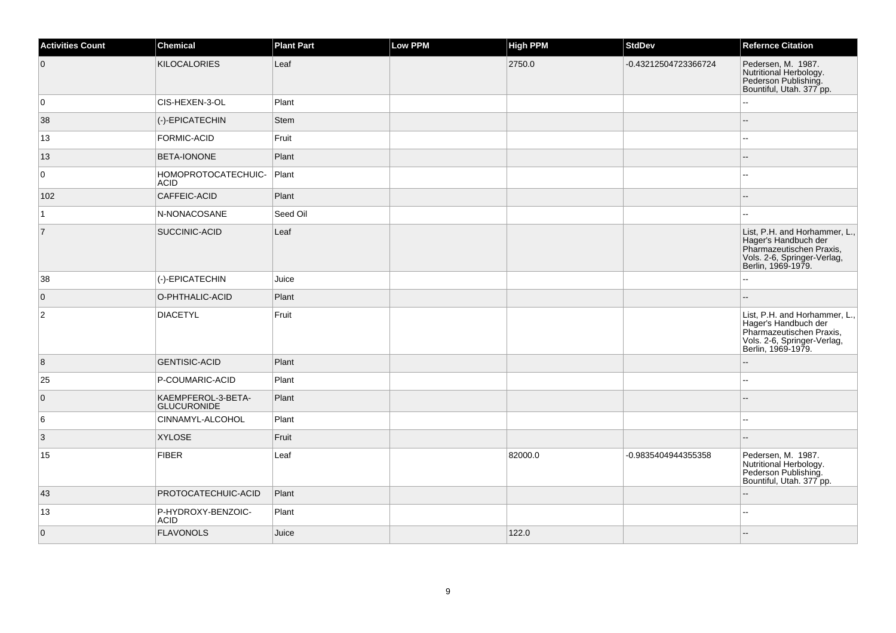| Activities Count | Chemical | Plant Part | Low PPM | High PPM | StdDev | Refernce Citation |
|---|---|---|---|---|---|---|
| 0 | KILOCALORIES | Leaf | | 2750.0 | -0.43212504723366724 | Pedersen, M. 1987. Nutritional Herbology. Pederson Publishing. Bountiful, Utah. 377 pp. |
| 0 | CIS-HEXEN-3-OL | Plant | | | | -- |
| 38 | (-)-EPICATECHIN | Stem | | | | -- |
| 13 | FORMIC-ACID | Fruit | | | | -- |
| 13 | BETA-IONONE | Plant | | | | -- |
| 0 | HOMOPROTOCATECHUIC-ACID | Plant | | | | -- |
| 102 | CAFFEIC-ACID | Plant | | | | -- |
| 1 | N-NONACOSANE | Seed Oil | | | | -- |
| 7 | SUCCINIC-ACID | Leaf | | | | List, P.H. and Horhammer, L., Hager's Handbuch der Pharmazeutischen Praxis, Vols. 2-6, Springer-Verlag, Berlin, 1969-1979. |
| 38 | (-)-EPICATECHIN | Juice | | | | -- |
| 0 | O-PHTHALIC-ACID | Plant | | | | -- |
| 2 | DIACETYL | Fruit | | | | List, P.H. and Horhammer, L., Hager's Handbuch der Pharmazeutischen Praxis, Vols. 2-6, Springer-Verlag, Berlin, 1969-1979. |
| 8 | GENTISIC-ACID | Plant | | | | -- |
| 25 | P-COUMARIC-ACID | Plant | | | | -- |
| 0 | KAEMPFEROL-3-BETA-GLUCURONIDE | Plant | | | | -- |
| 6 | CINNAMYL-ALCOHOL | Plant | | | | -- |
| 3 | XYLOSE | Fruit | | | | -- |
| 15 | FIBER | Leaf | | 82000.0 | -0.9835404944355358 | Pedersen, M. 1987. Nutritional Herbology. Pederson Publishing. Bountiful, Utah. 377 pp. |
| 43 | PROTOCATECHUIC-ACID | Plant | | | | -- |
| 13 | P-HYDROXY-BENZOIC-ACID | Plant | | | | -- |
| 0 | FLAVONOLS | Juice | | 122.0 | | -- |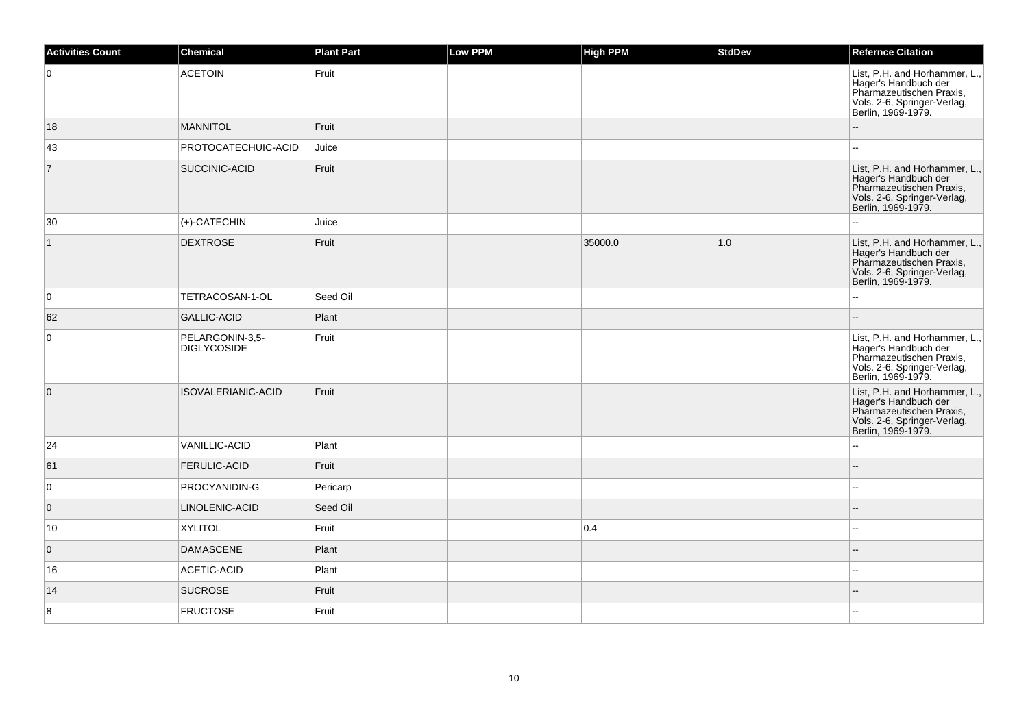| Activities Count | Chemical | Plant Part | Low PPM | High PPM | StdDev | Refernce Citation |
| --- | --- | --- | --- | --- | --- | --- |
| 0 | ACETOIN | Fruit | | | | List, P.H. and Horhammer, L., Hager's Handbuch der Pharmazeutischen Praxis, Vols. 2-6, Springer-Verlag, Berlin, 1969-1979. |
| 18 | MANNITOL | Fruit | | | | -- |
| 43 | PROTOCATECHUIC-ACID | Juice | | | | -- |
| 7 | SUCCINIC-ACID | Fruit | | | | List, P.H. and Horhammer, L., Hager's Handbuch der Pharmazeutischen Praxis, Vols. 2-6, Springer-Verlag, Berlin, 1969-1979. |
| 30 | (+)-CATECHIN | Juice | | | | -- |
| 1 | DEXTROSE | Fruit | | 35000.0 | 1.0 | List, P.H. and Horhammer, L., Hager's Handbuch der Pharmazeutischen Praxis, Vols. 2-6, Springer-Verlag, Berlin, 1969-1979. |
| 0 | TETRACOSAN-1-OL | Seed Oil | | | | -- |
| 62 | GALLIC-ACID | Plant | | | | -- |
| 0 | PELARGONIN-3,5-DIGLYCOSIDE | Fruit | | | | List, P.H. and Horhammer, L., Hager's Handbuch der Pharmazeutischen Praxis, Vols. 2-6, Springer-Verlag, Berlin, 1969-1979. |
| 0 | ISOVALERIANIC-ACID | Fruit | | | | List, P.H. and Horhammer, L., Hager's Handbuch der Pharmazeutischen Praxis, Vols. 2-6, Springer-Verlag, Berlin, 1969-1979. |
| 24 | VANILLIC-ACID | Plant | | | | -- |
| 61 | FERULIC-ACID | Fruit | | | | -- |
| 0 | PROCYANIDIN-G | Pericarp | | | | -- |
| 0 | LINOLENIC-ACID | Seed Oil | | | | -- |
| 10 | XYLITOL | Fruit | | 0.4 | | -- |
| 0 | DAMASCENE | Plant | | | | -- |
| 16 | ACETIC-ACID | Plant | | | | -- |
| 14 | SUCROSE | Fruit | | | | -- |
| 8 | FRUCTOSE | Fruit | | | | -- |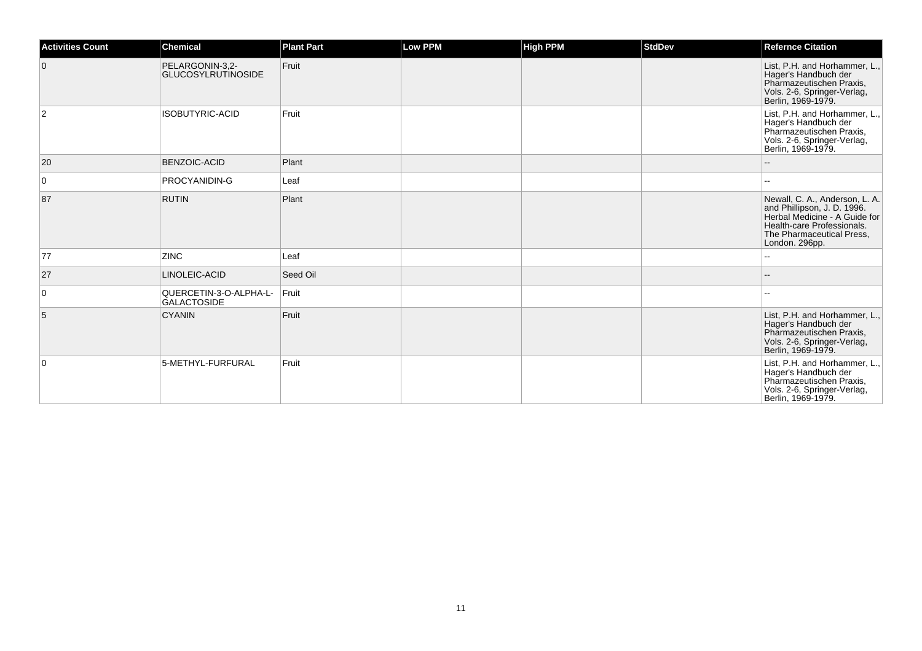| Activities Count | Chemical | Plant Part | Low PPM | High PPM | StdDev | Refernce Citation |
|---|---|---|---|---|---|---|
| 0 | PELARGONIN-3,2-GLUCOSYLRUTINOSIDE | Fruit | | | | List, P.H. and Horhammer, L., Hager's Handbuch der Pharmazeutischen Praxis, Vols. 2-6, Springer-Verlag, Berlin, 1969-1979. |
| 2 | ISOBUTYRIC-ACID | Fruit | | | | List, P.H. and Horhammer, L., Hager's Handbuch der Pharmazeutischen Praxis, Vols. 2-6, Springer-Verlag, Berlin, 1969-1979. |
| 20 | BENZOIC-ACID | Plant | | | | -- |
| 0 | PROCYANIDIN-G | Leaf | | | | -- |
| 87 | RUTIN | Plant | | | | Newall, C. A., Anderson, L. A. and Phillipson, J. D. 1996. Herbal Medicine - A Guide for Health-care Professionals. The Pharmaceutical Press, London. 296pp. |
| 77 | ZINC | Leaf | | | | -- |
| 27 | LINOLEIC-ACID | Seed Oil | | | | -- |
| 0 | QUERCETIN-3-O-ALPHA-L-GALACTOSIDE | Fruit | | | | -- |
| 5 | CYANIN | Fruit | | | | List, P.H. and Horhammer, L., Hager's Handbuch der Pharmazeutischen Praxis, Vols. 2-6, Springer-Verlag, Berlin, 1969-1979. |
| 0 | 5-METHYL-FURFURAL | Fruit | | | | List, P.H. and Horhammer, L., Hager's Handbuch der Pharmazeutischen Praxis, Vols. 2-6, Springer-Verlag, Berlin, 1969-1979. |